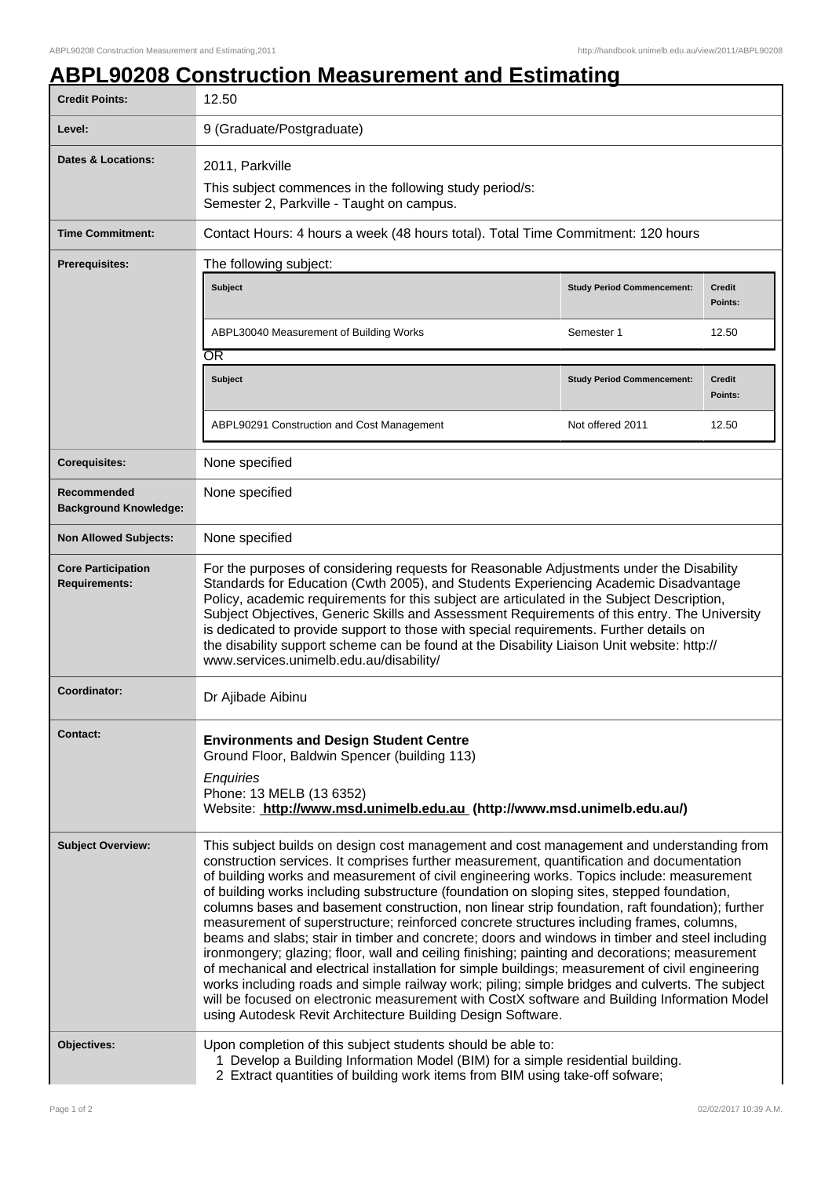# ABPL90208 Construction Measurement and Estimating

| | |
|---|---|
| **Credit Points:** | 12.50 |
| **Level:** | 9 (Graduate/Postgraduate) |
| **Dates & Locations:** | 2011, Parkville<br>This subject commences in the following study period/s:<br>Semester 2, Parkville - Taught on campus. |
| **Time Commitment:** | Contact Hours: 4 hours a week (48 hours total). Total Time Commitment: 120 hours |
| **Prerequisites:** | The following subject:<br>ABPL30040 Measurement of Building Works (Study Period Commencement: Semester 1; Credit Points: 12.50)<br>OR<br>ABPL90291 Construction and Cost Management (Study Period Commencement: Not offered 2011; Credit Points: 12.50) |
| **Corequisites:** | None specified |
| **Recommended Background Knowledge:** | None specified |
| **Non Allowed Subjects:** | None specified |
| **Core Participation Requirements:** | For the purposes of considering requests for Reasonable Adjustments under the Disability Standards for Education (Cwth 2005), and Students Experiencing Academic Disadvantage Policy, academic requirements for this subject are articulated in the Subject Description, Subject Objectives, Generic Skills and Assessment Requirements of this entry. The University is dedicated to provide support to those with special requirements. Further details on the disability support scheme can be found at the Disability Liaison Unit website: http://www.services.unimelb.edu.au/disability/ |
| **Coordinator:** | Dr Ajibade Aibinu |
| **Contact:** | **Environments and Design Student Centre**<br>Ground Floor, Baldwin Spencer (building 113)<br>*Enquiries*<br>Phone: 13 MELB (13 6352)<br>Website: **http://www.msd.unimelb.edu.au (http://www.msd.unimelb.edu.au/)** |
| **Subject Overview:** | This subject builds on design cost management and cost management and understanding from construction services. It comprises further measurement, quantification and documentation of building works and measurement of civil engineering works. Topics include: measurement of building works including substructure (foundation on sloping sites, stepped foundation, columns bases and basement construction, non linear strip foundation, raft foundation); further measurement of superstructure; reinforced concrete structures including frames, columns, beams and slabs; stair in timber and concrete; doors and windows in timber and steel including ironmongery; glazing; floor, wall and ceiling finishing; painting and decorations; measurement of mechanical and electrical installation for simple buildings; measurement of civil engineering works including roads and simple railway work; piling; simple bridges and culverts. The subject will be focused on electronic measurement with CostX software and Building Information Model using Autodesk Revit Architecture Building Design Software. |
| **Objectives:** | Upon completion of this subject students should be able to:<br>1 Develop a Building Information Model (BIM) for a simple residential building.<br>2 Extract quantities of building work items from BIM using take-off sofware; |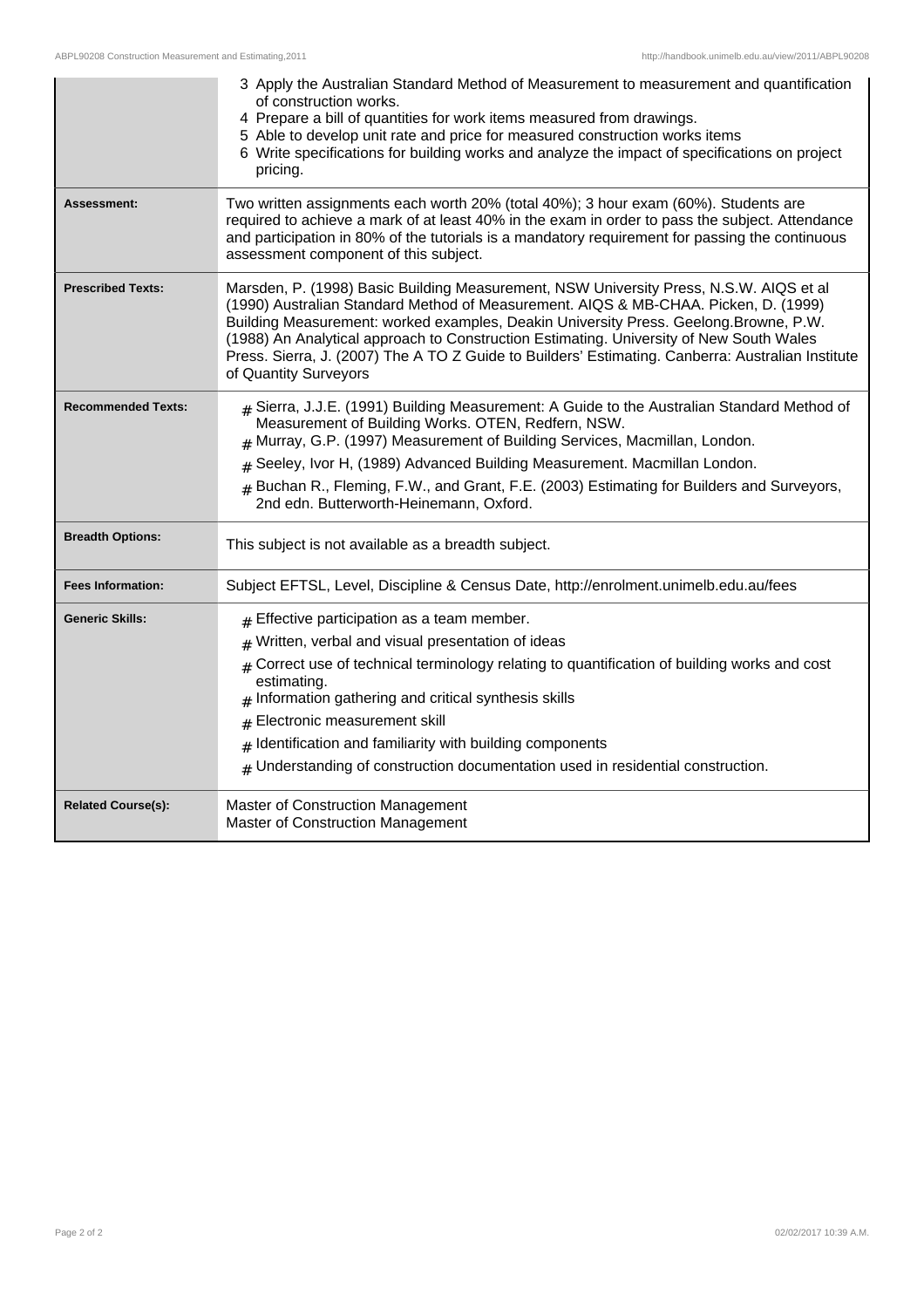| | |
|---|---|
| | 3 Apply the Australian Standard Method of Measurement to measurement and quantification of construction works.<br>4 Prepare a bill of quantities for work items measured from drawings.<br>5 Able to develop unit rate and price for measured construction works items<br>6 Write specifications for building works and analyze the impact of specifications on project pricing. |
| **Assessment:** | Two written assignments each worth 20% (total 40%); 3 hour exam (60%). Students are required to achieve a mark of at least 40% in the exam in order to pass the subject. Attendance and participation in 80% of the tutorials is a mandatory requirement for passing the continuous assessment component of this subject. |
| **Prescribed Texts:** | Marsden, P. (1998) Basic Building Measurement, NSW University Press, N.S.W. AIQS et al (1990) Australian Standard Method of Measurement. AIQS & MB-CHAA. Picken, D. (1999) Building Measurement: worked examples, Deakin University Press. Geelong.Browne, P.W. (1988) An Analytical approach to Construction Estimating. University of New South Wales Press. Sierra, J. (2007) The A TO Z Guide to Builders' Estimating. Canberra: Australian Institute of Quantity Surveyors |
| **Recommended Texts:** | # Sierra, J.J.E. (1991) Building Measurement: A Guide to the Australian Standard Method of Measurement of Building Works. OTEN, Redfern, NSW.<br># Murray, G.P. (1997) Measurement of Building Services, Macmillan, London.<br># Seeley, Ivor H, (1989) Advanced Building Measurement. Macmillan London.<br># Buchan R., Fleming, F.W., and Grant, F.E. (2003) Estimating for Builders and Surveyors, 2nd edn. Butterworth-Heinemann, Oxford. |
| **Breadth Options:** | This subject is not available as a breadth subject. |
| **Fees Information:** | Subject EFTSL, Level, Discipline & Census Date, http://enrolment.unimelb.edu.au/fees |
| **Generic Skills:** | # Effective participation as a team member.<br># Written, verbal and visual presentation of ideas<br># Correct use of technical terminology relating to quantification of building works and cost estimating.<br># Information gathering and critical synthesis skills<br># Electronic measurement skill<br># Identification and familiarity with building components<br># Understanding of construction documentation used in residential construction. |
| **Related Course(s):** | Master of Construction Management<br>Master of Construction Management |